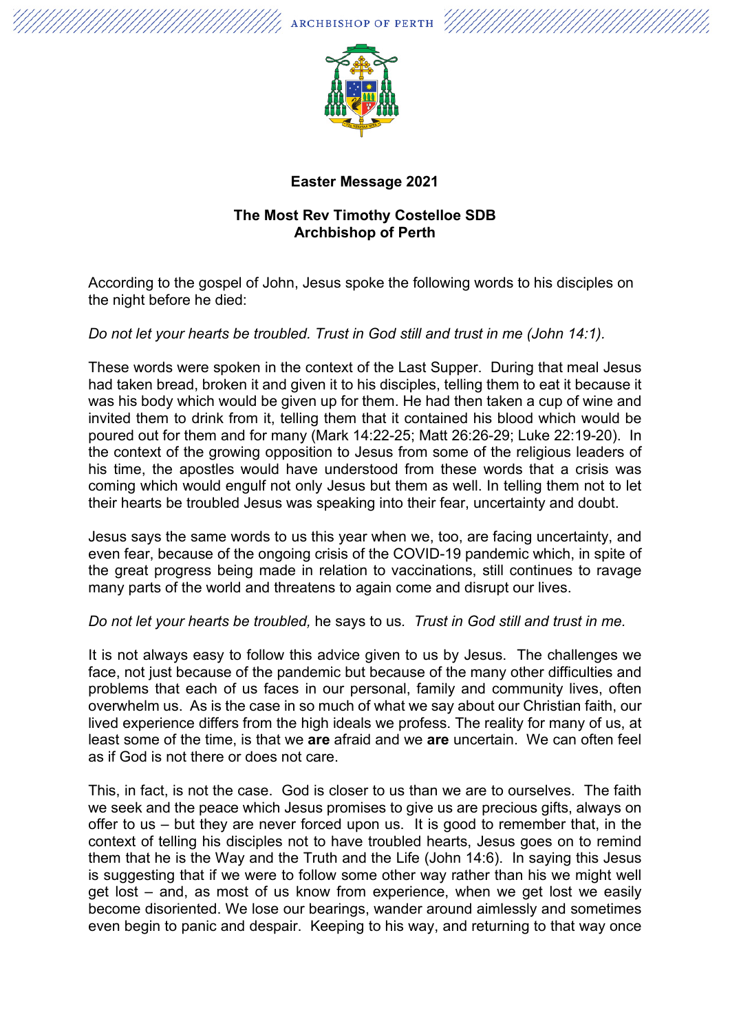**Easter Message 2021**

**The Most Rev Timothy Costelloe SDB**
**Archbishop of Perth**

According to the gospel of John, Jesus spoke the following words to his disciples on the night before he died:

*Do not let your hearts be troubled. Trust in God still and trust in me (John 14:1).*

These words were spoken in the context of the Last Supper. During that meal Jesus had taken bread, broken it and given it to his disciples, telling them to eat it because it was his body which would be given up for them. He had then taken a cup of wine and invited them to drink from it, telling them that it contained his blood which would be poured out for them and for many (Mark 14:22-25; Matt 26:26-29; Luke 22:19-20). In the context of the growing opposition to Jesus from some of the religious leaders of his time, the apostles would have understood from these words that a crisis was coming which would engulf not only Jesus but them as well. In telling them not to let their hearts be troubled Jesus was speaking into their fear, uncertainty and doubt.

Jesus says the same words to us this year when we, too, are facing uncertainty, and even fear, because of the ongoing crisis of the COVID-19 pandemic which, in spite of the great progress being made in relation to vaccinations, still continues to ravage many parts of the world and threatens to again come and disrupt our lives.

*Do not let your hearts be troubled,* he says to us. *Trust in God still and trust in me.*

It is not always easy to follow this advice given to us by Jesus. The challenges we face, not just because of the pandemic but because of the many other difficulties and problems that each of us faces in our personal, family and community lives, often overwhelm us. As is the case in so much of what we say about our Christian faith, our lived experience differs from the high ideals we profess. The reality for many of us, at least some of the time, is that we **are** afraid and we **are** uncertain. We can often feel as if God is not there or does not care.

This, in fact, is not the case. God is closer to us than we are to ourselves. The faith we seek and the peace which Jesus promises to give us are precious gifts, always on offer to us – but they are never forced upon us. It is good to remember that, in the context of telling his disciples not to have troubled hearts, Jesus goes on to remind them that he is the Way and the Truth and the Life (John 14:6). In saying this Jesus is suggesting that if we were to follow some other way rather than his we might well get lost – and, as most of us know from experience, when we get lost we easily become disoriented. We lose our bearings, wander around aimlessly and sometimes even begin to panic and despair. Keeping to his way, and returning to that way once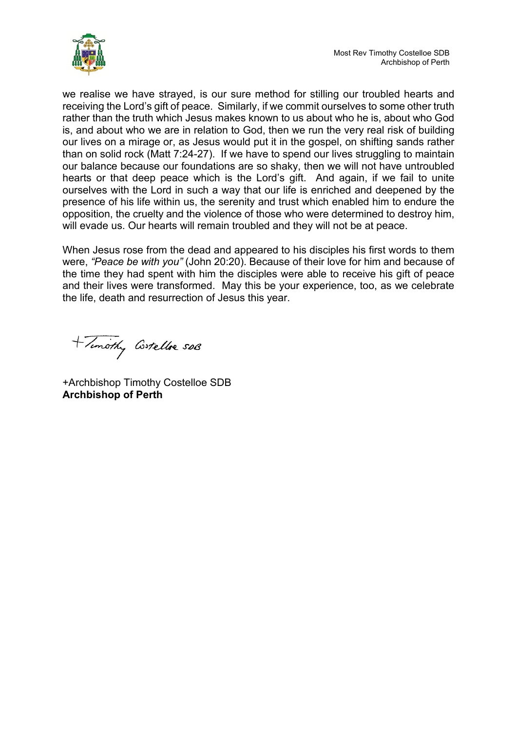we realise we have strayed, is our sure method for stilling our troubled hearts and receiving the Lord's gift of peace. Similarly, if we commit ourselves to some other truth rather than the truth which Jesus makes known to us about who he is, about who God is, and about who we are in relation to God, then we run the very real risk of building our lives on a mirage or, as Jesus would put it in the gospel, on shifting sands rather than on solid rock (Matt 7:24-27). If we have to spend our lives struggling to maintain our balance because our foundations are so shaky, then we will not have untroubled hearts or that deep peace which is the Lord's gift. And again, if we fail to unite ourselves with the Lord in such a way that our life is enriched and deepened by the presence of his life within us, the serenity and trust which enabled him to endure the opposition, the cruelty and the violence of those who were determined to destroy him, will evade us. Our hearts will remain troubled and they will not be at peace.

When Jesus rose from the dead and appeared to his disciples his first words to them were, *"Peace be with you"* (John 20:20). Because of their love for him and because of the time they had spent with him the disciples were able to receive his gift of peace and their lives were transformed. May this be your experience, too, as we celebrate the life, death and resurrection of Jesus this year.

+Timothy Costelloe SDB

+Archbishop Timothy Costelloe SDB
**Archbishop of Perth**